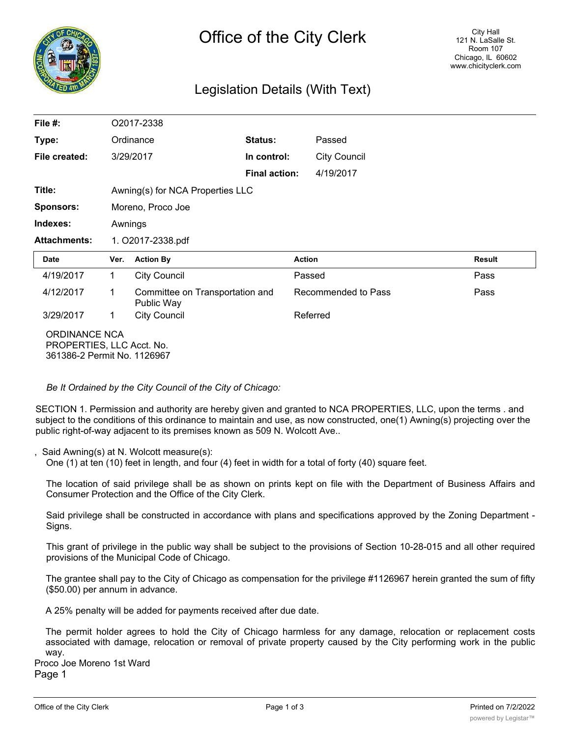# Office of the City Clerk

City Hall
121 N. LaSalle St.
Room 107
Chicago, IL 60602
www.chicityclerk.com

## Legislation Details (With Text)

| | | | |
|---|---|---|---|
| **File #:** | O2017-2338 | | |
| **Type:** | Ordinance | **Status:** | Passed |
| **File created:** | 3/29/2017 | **In control:** | City Council |
| | | **Final action:** | 4/19/2017 |
| **Title:** | Awning(s) for NCA Properties LLC | | |
| **Sponsors:** | Moreno, Proco Joe | | |
| **Indexes:** | Awnings | | |
| **Attachments:** | 1. O2017-2338.pdf | | |

| Date | Ver. | Action By | Action | Result |
|---|---|---|---|---|
| 4/19/2017 | 1 | City Council | Passed | Pass |
| 4/12/2017 | 1 | Committee on Transportation and Public Way | Recommended to Pass | Pass |
| 3/29/2017 | 1 | City Council | Referred | |

ORDINANCE NCA PROPERTIES, LLC Acct. No. 361386-2 Permit No. 1126967

*Be It Ordained by the City Council of the City of Chicago:*

SECTION 1. Permission and authority are hereby given and granted to NCA PROPERTIES, LLC, upon the terms . and subject to the conditions of this ordinance to maintain and use, as now constructed, one(1) Awning(s) projecting over the public right-of-way adjacent to its premises known as 509 N. Wolcott Ave..

, Said Awning(s) at N. Wolcott measure(s):
One (1) at ten (10) feet in length, and four (4) feet in width for a total of forty (40) square feet.

The location of said privilege shall be as shown on prints kept on file with the Department of Business Affairs and Consumer Protection and the Office of the City Clerk.

Said privilege shall be constructed in accordance with plans and specifications approved by the Zoning Department - Signs.

This grant of privilege in the public way shall be subject to the provisions of Section 10-28-015 and all other required provisions of the Municipal Code of Chicago.

The grantee shall pay to the City of Chicago as compensation for the privilege #1126967 herein granted the sum of fifty ($50.00) per annum in advance.

A 25% penalty will be added for payments received after due date.

The permit holder agrees to hold the City of Chicago harmless for any damage, relocation or replacement costs associated with damage, relocation or removal of private property caused by the City performing work in the public way.

Proco Joe Moreno 1st Ward
Page 1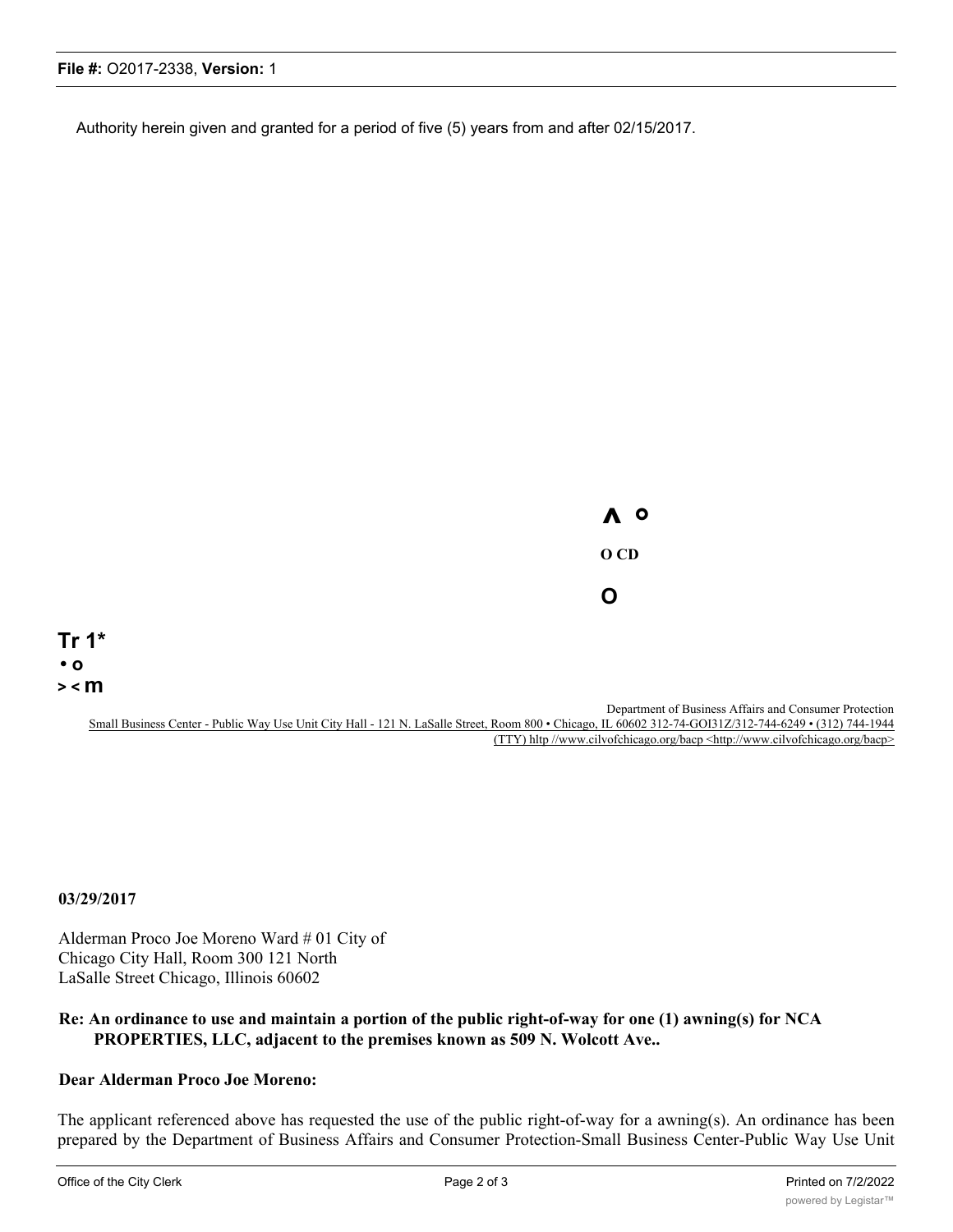Authority herein given and granted for a period of five (5) years from and after 02/15/2017.

Department of Business Affairs and Consumer Protection
Small Business Center - Public Way Use Unit City Hall - 121 N. LaSalle Street, Room 800 • Chicago, IL 60602 312-74-GOI31Z/312-744-6249 • (312) 744-1944 (TTY) hltp //www.cilvofchicago.org/bacp <http://www.cilvofchicago.org/bacp>

**03/29/2017**

Alderman Proco Joe Moreno Ward # 01 City of Chicago City Hall, Room 300 121 North LaSalle Street Chicago, Illinois 60602

**Re: An ordinance to use and maintain a portion of the public right-of-way for one (1) awning(s) for NCA PROPERTIES, LLC, adjacent to the premises known as 509 N. Wolcott Ave..**

**Dear Alderman Proco Joe Moreno:**

The applicant referenced above has requested the use of the public right-of-way for a awning(s). An ordinance has been prepared by the Department of Business Affairs and Consumer Protection-Small Business Center-Public Way Use Unit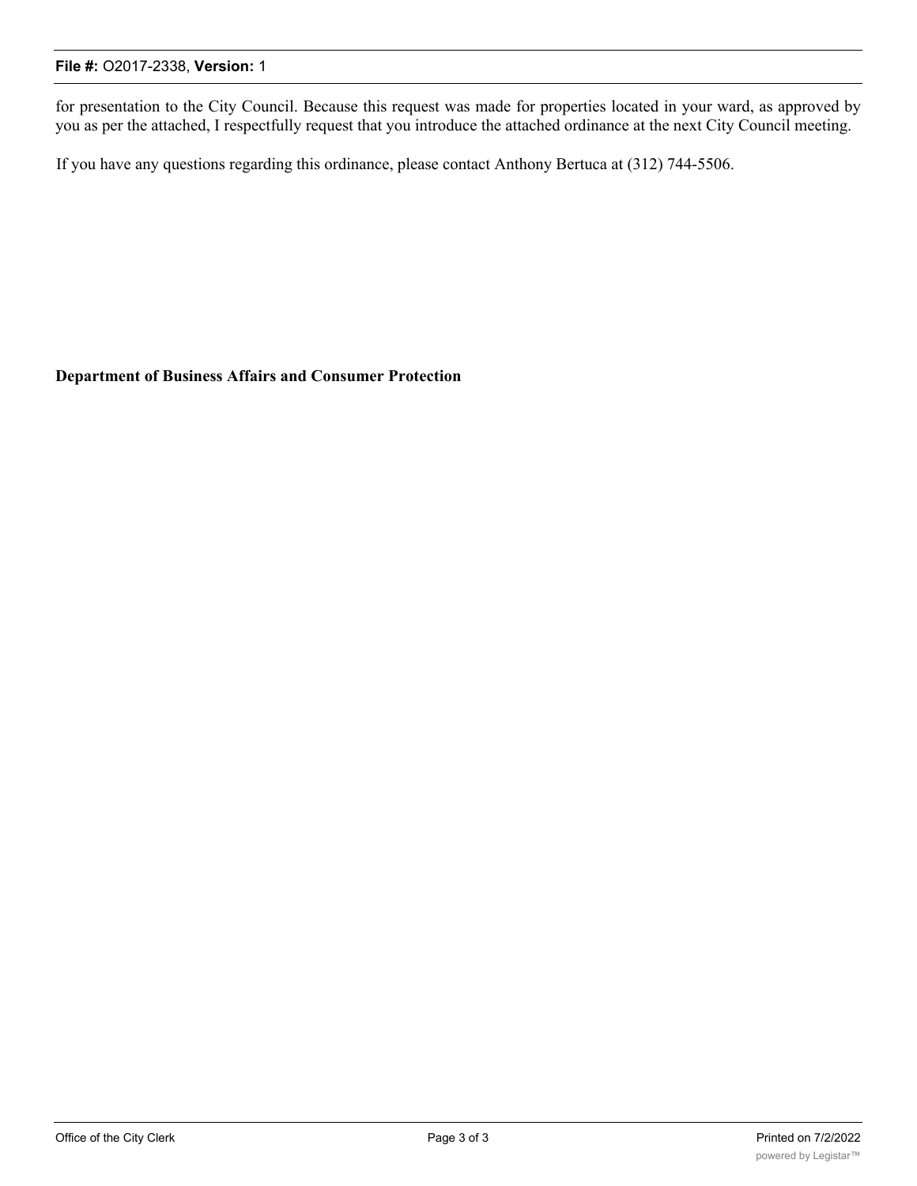for presentation to the City Council. Because this request was made for properties located in your ward, as approved by you as per the attached, I respectfully request that you introduce the attached ordinance at the next City Council meeting.

If you have any questions regarding this ordinance, please contact Anthony Bertuca at (312) 744-5506.

**Department of Business Affairs and Consumer Protection**